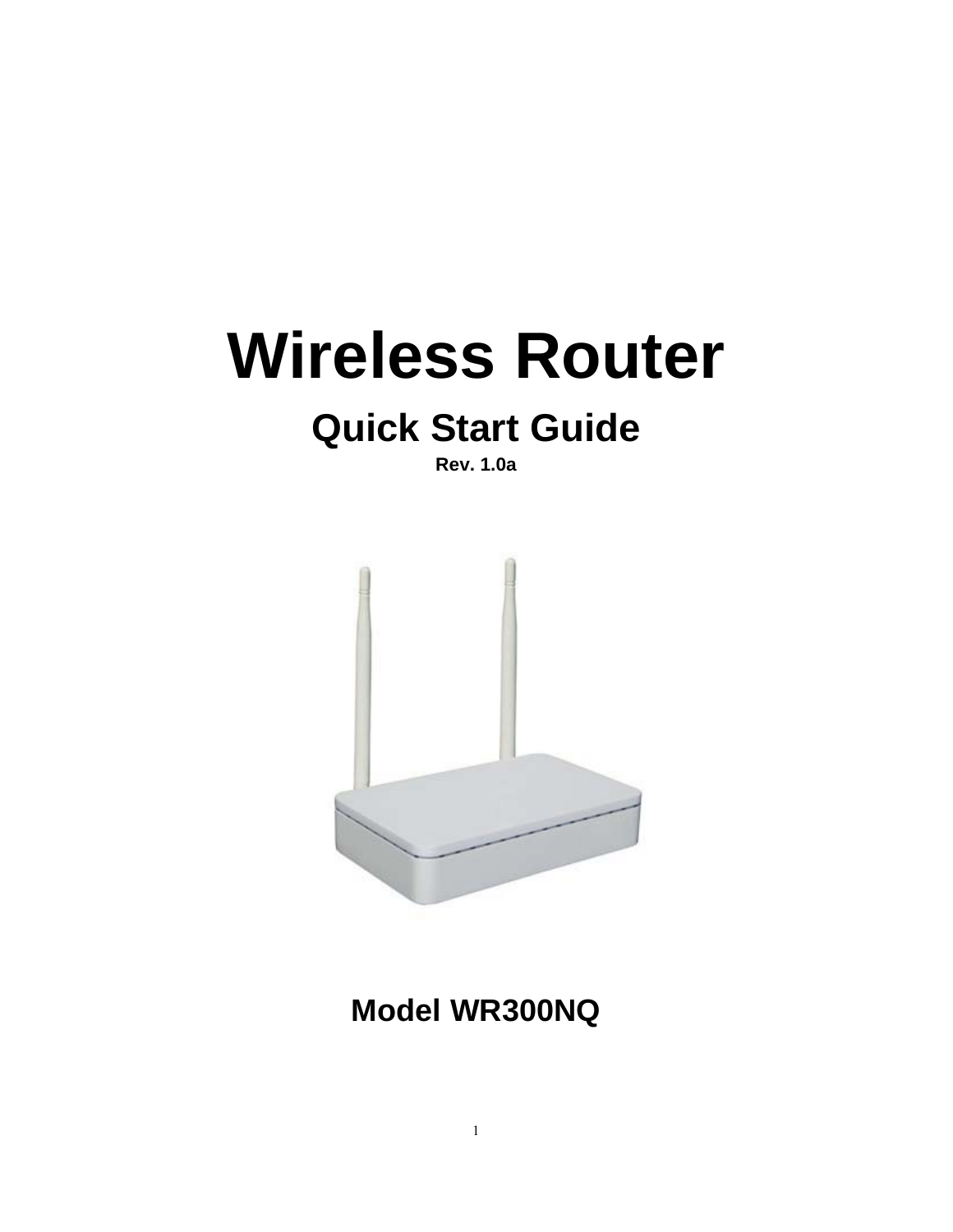# Wireless Router

## Quick Start Guide

**Rev. 1.0a**

**Model WR300NQ**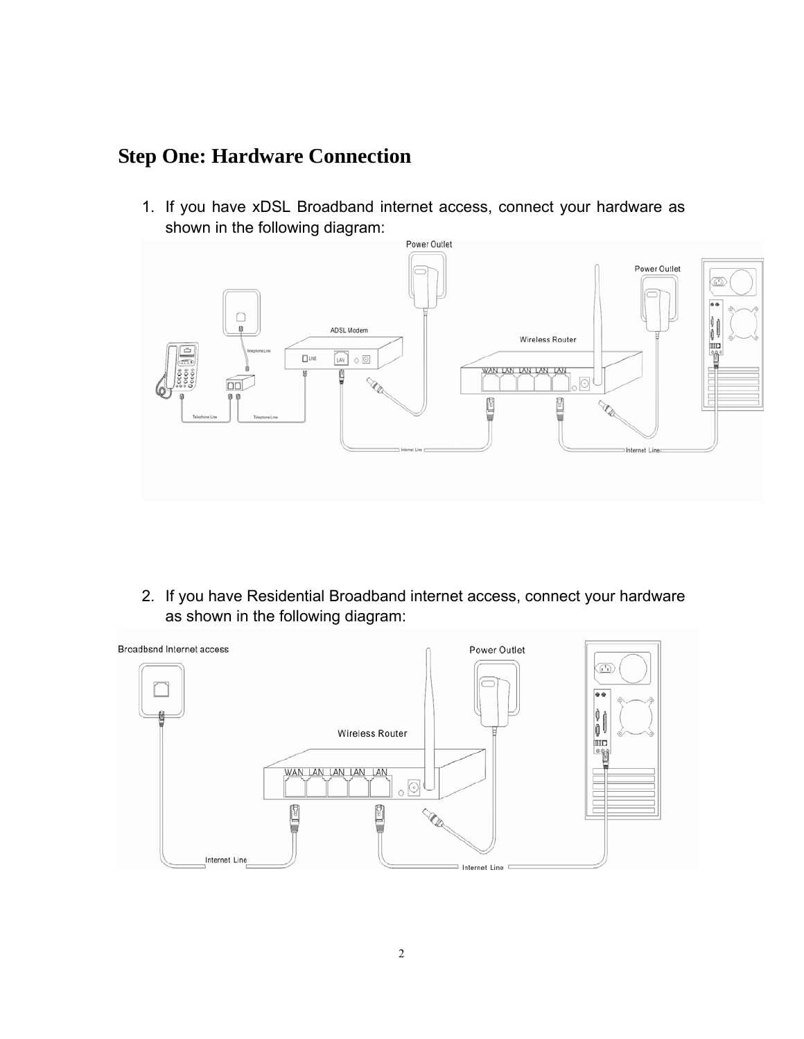# Step One: Hardware Connection

1. If you have xDSL Broadband internet access, connect your hardware as shown in the following diagram:

2. If you have Residential Broadband internet access, connect your hardware as shown in the following diagram: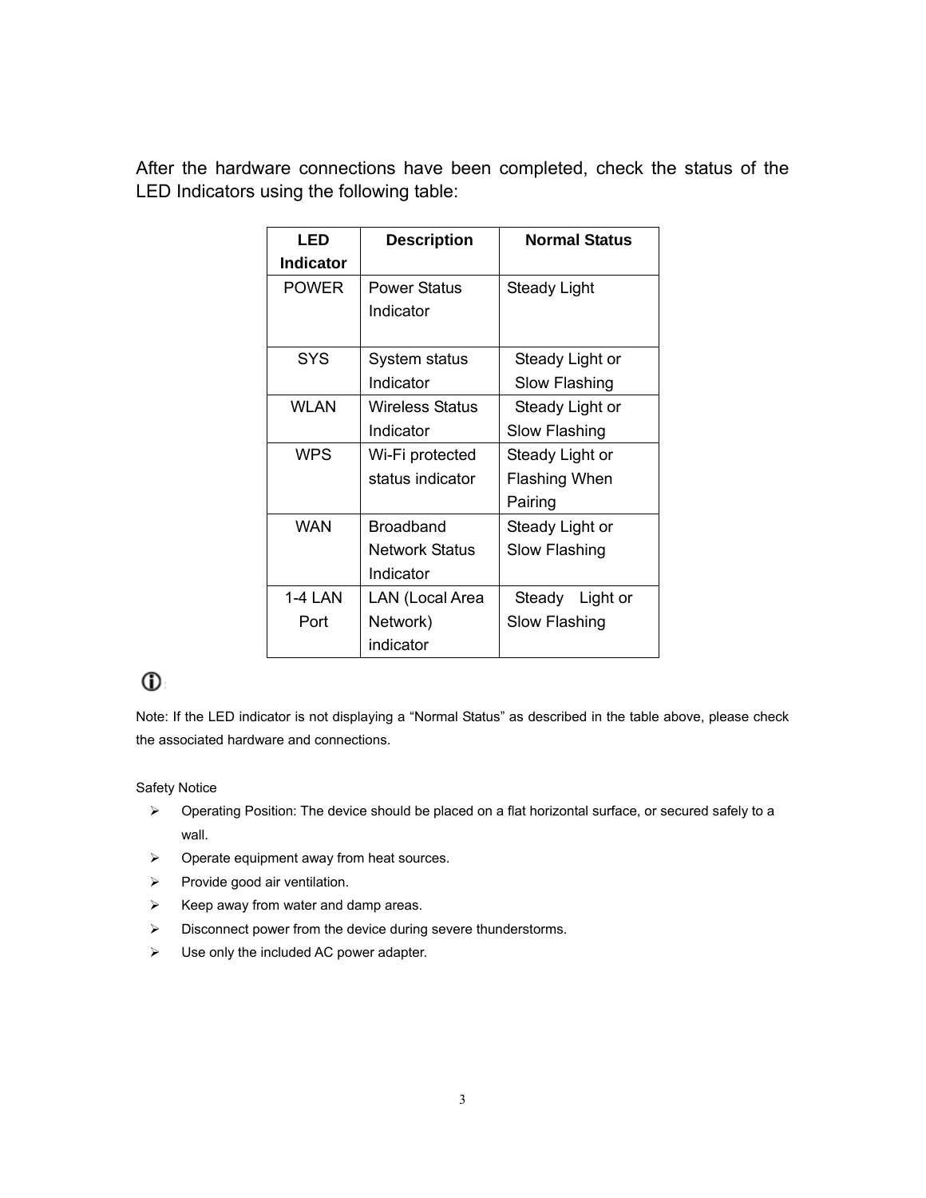After the hardware connections have been completed, check the status of the LED Indicators using the following table:

| LED Indicator | Description | Normal Status |
| --- | --- | --- |
| POWER | Power Status Indicator | Steady Light |
| SYS | System status Indicator | Steady Light or Slow Flashing |
| WLAN | Wireless Status Indicator | Steady Light or Slow Flashing |
| WPS | Wi-Fi protected status indicator | Steady Light or Flashing When Pairing |
| WAN | Broadband Network Status Indicator | Steady Light or Slow Flashing |
| 1-4 LAN Port | LAN (Local Area Network) indicator | Steady Light or Slow Flashing |

Note: If the LED indicator is not displaying a “Normal Status” as described in the table above, please check the associated hardware and connections.

Safety Notice

- Operating Position: The device should be placed on a flat horizontal surface, or secured safely to a wall.
- Operate equipment away from heat sources.
- Provide good air ventilation.
- Keep away from water and damp areas.
- Disconnect power from the device during severe thunderstorms.
- Use only the included AC power adapter.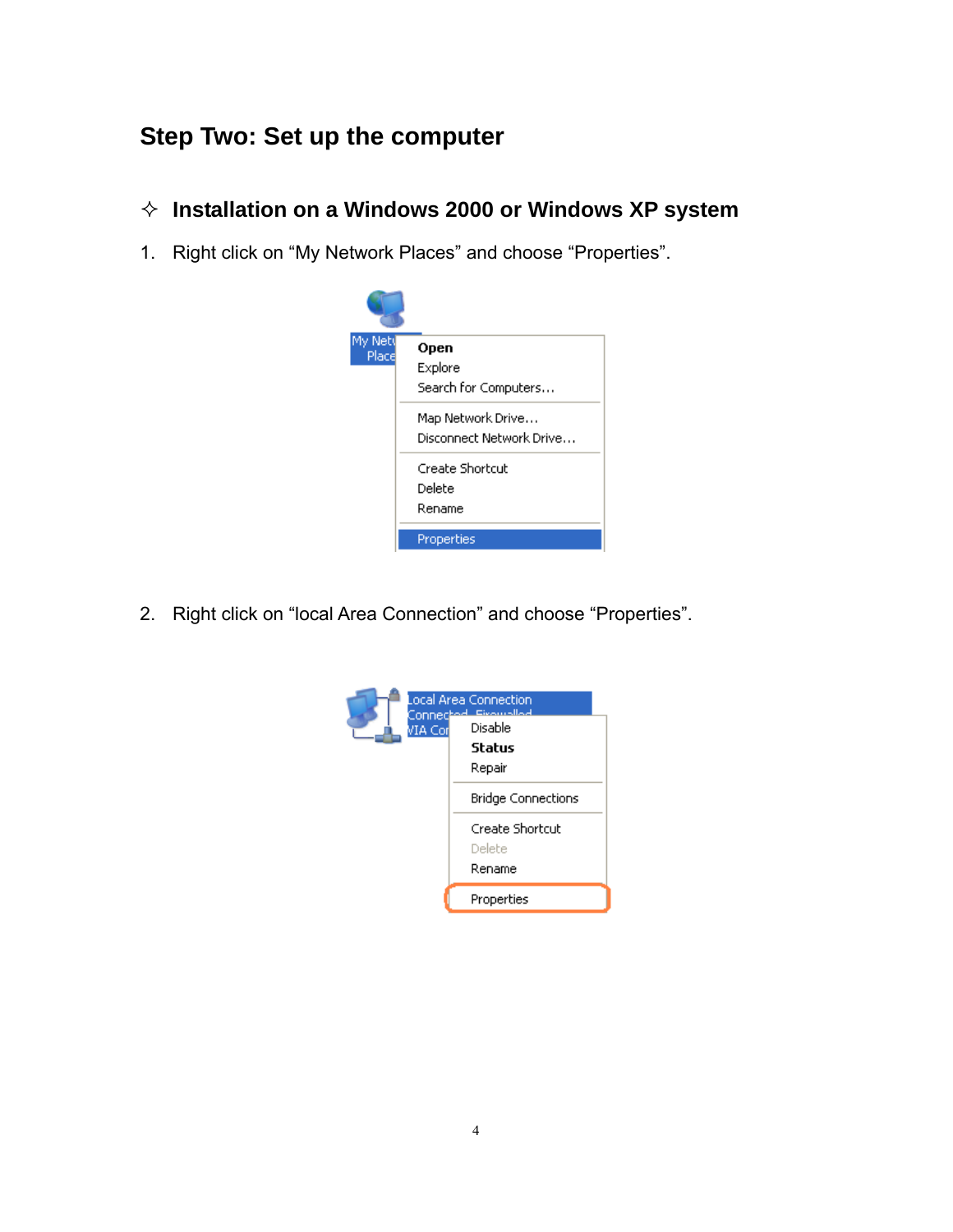## Step Two: Set up the computer

### ✧ Installation on a Windows 2000 or Windows XP system

1. Right click on “My Network Places” and choose “Properties”.

2. Right click on “local Area Connection” and choose “Properties”.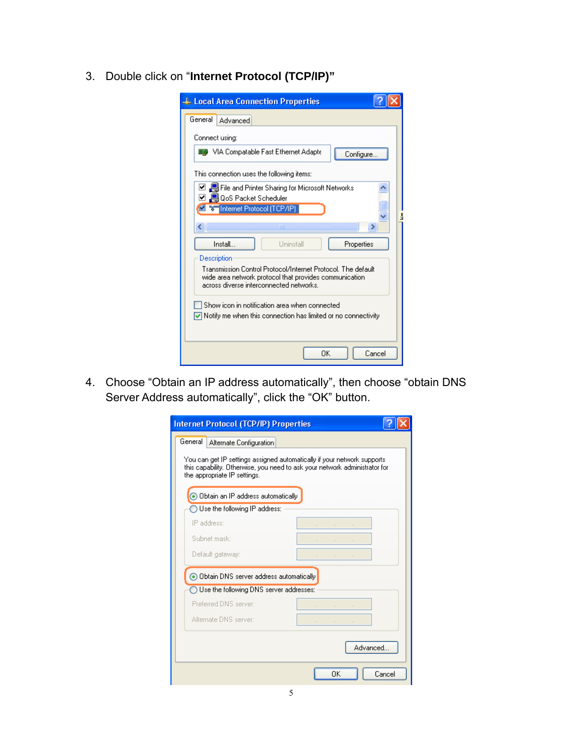3. Double click on “**Internet Protocol (TCP/IP)”**

4. Choose “Obtain an IP address automatically”, then choose “obtain DNS Server Address automatically”, click the “OK” button.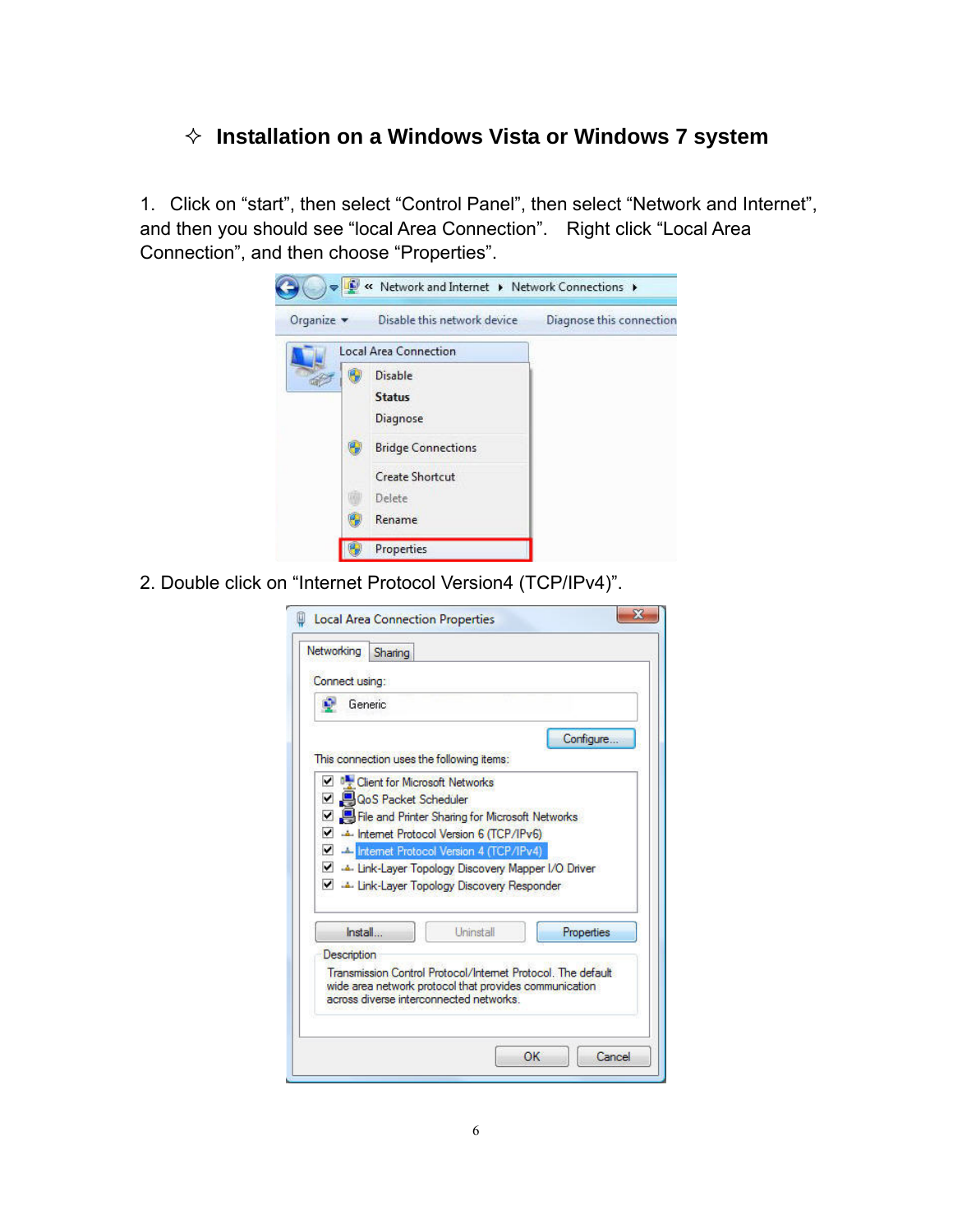## ✧ Installation on a Windows Vista or Windows 7 system

1. Click on “start”, then select “Control Panel”, then select “Network and Internet”, and then you should see “local Area Connection”. Right click “Local Area Connection”, and then choose “Properties”.

2. Double click on “Internet Protocol Version4 (TCP/IPv4)”.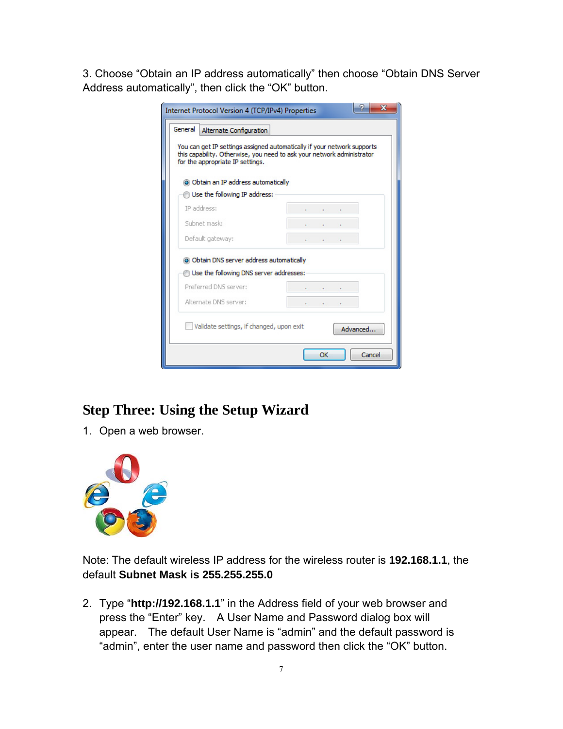3. Choose “Obtain an IP address automatically” then choose “Obtain DNS Server Address automatically”, then click the “OK” button.

## Step Three: Using the Setup Wizard

1. Open a web browser.

Note: The default wireless IP address for the wireless router is **192.168.1.1**, the default **Subnet Mask is 255.255.255.0**

2. Type “**http://192.168.1.1**” in the Address field of your web browser and press the “Enter” key. A User Name and Password dialog box will appear. The default User Name is “admin” and the default password is “admin”, enter the user name and password then click the “OK” button.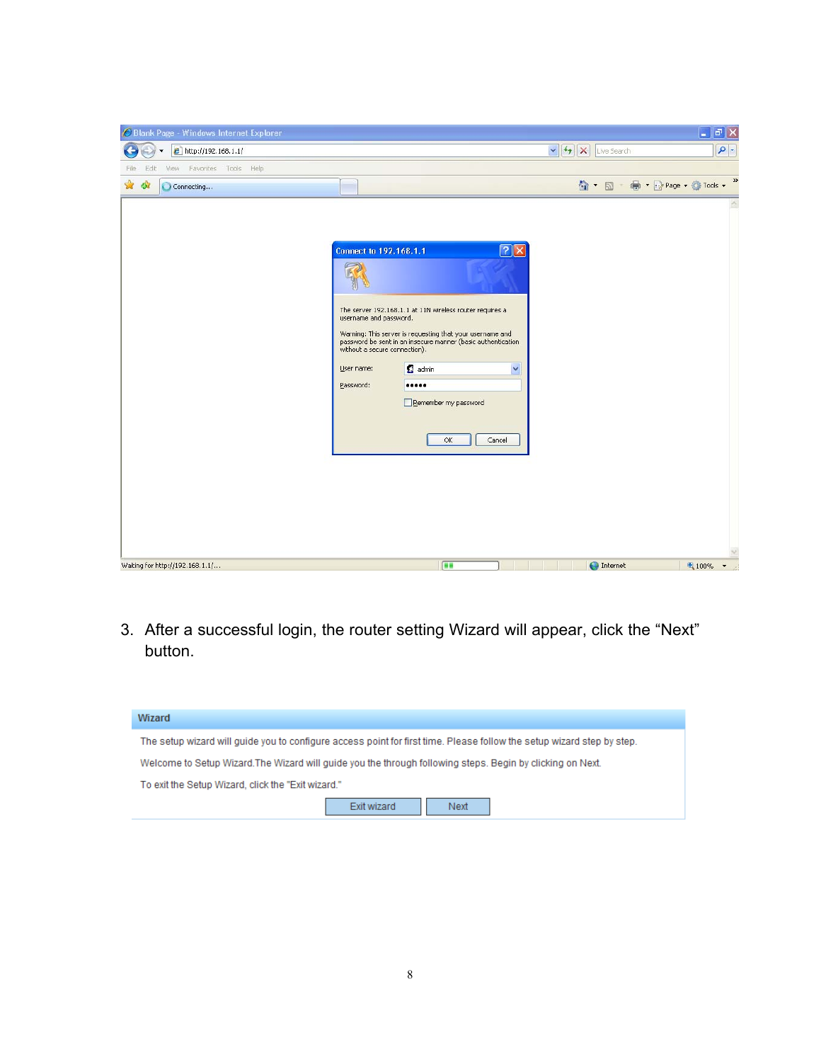3. After a successful login, the router setting Wizard will appear, click the "Next" button.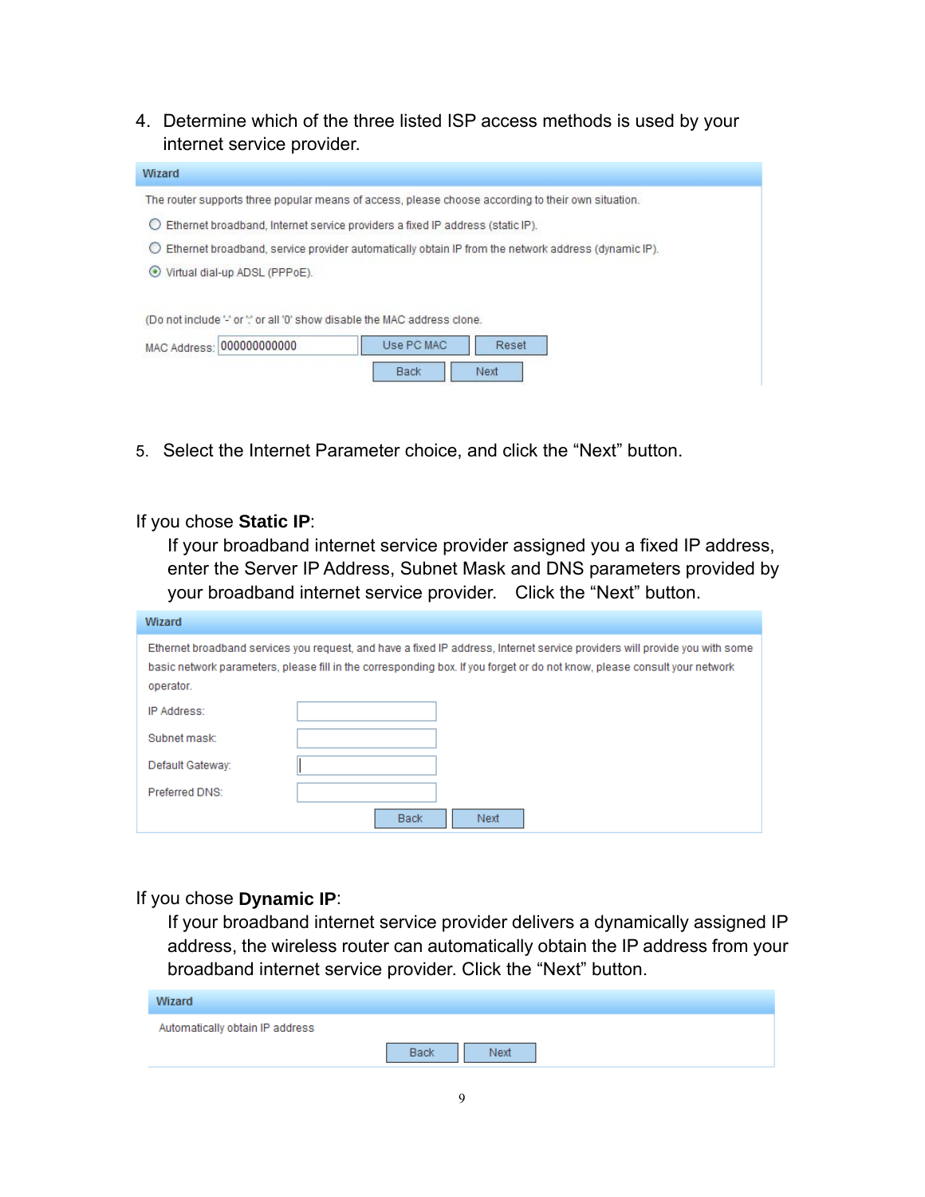4. Determine which of the three listed ISP access methods is used by your internet service provider.

**Wizard**

The router supports three popular means of access, please choose according to their own situation.

- ○ Ethernet broadband, Internet service providers a fixed IP address (static IP).
- ○ Ethernet broadband, service provider automatically obtain IP from the network address (dynamic IP).
- ◉ Virtual dial-up ADSL (PPPoE).

(Do not include '-' or ':' or all '0' show disable the MAC address clone.

MAC Address: 000000000000 [Use PC MAC] [Reset]

[Back] [Next]

5. Select the Internet Parameter choice, and click the "Next" button.

If you chose **Static IP**:

If your broadband internet service provider assigned you a fixed IP address, enter the Server IP Address, Subnet Mask and DNS parameters provided by your broadband internet service provider. Click the "Next" button.

**Wizard**

Ethernet broadband services you request, and have a fixed IP address, Internet service providers will provide you with some basic network parameters, please fill in the corresponding box. If you forget or do not know, please consult your network operator.

IP Address:

Subnet mask:

Default Gateway:

Preferred DNS:

[Back] [Next]

If you chose **Dynamic IP**:

If your broadband internet service provider delivers a dynamically assigned IP address, the wireless router can automatically obtain the IP address from your broadband internet service provider. Click the "Next" button.

**Wizard**

Automatically obtain IP address

[Back] [Next]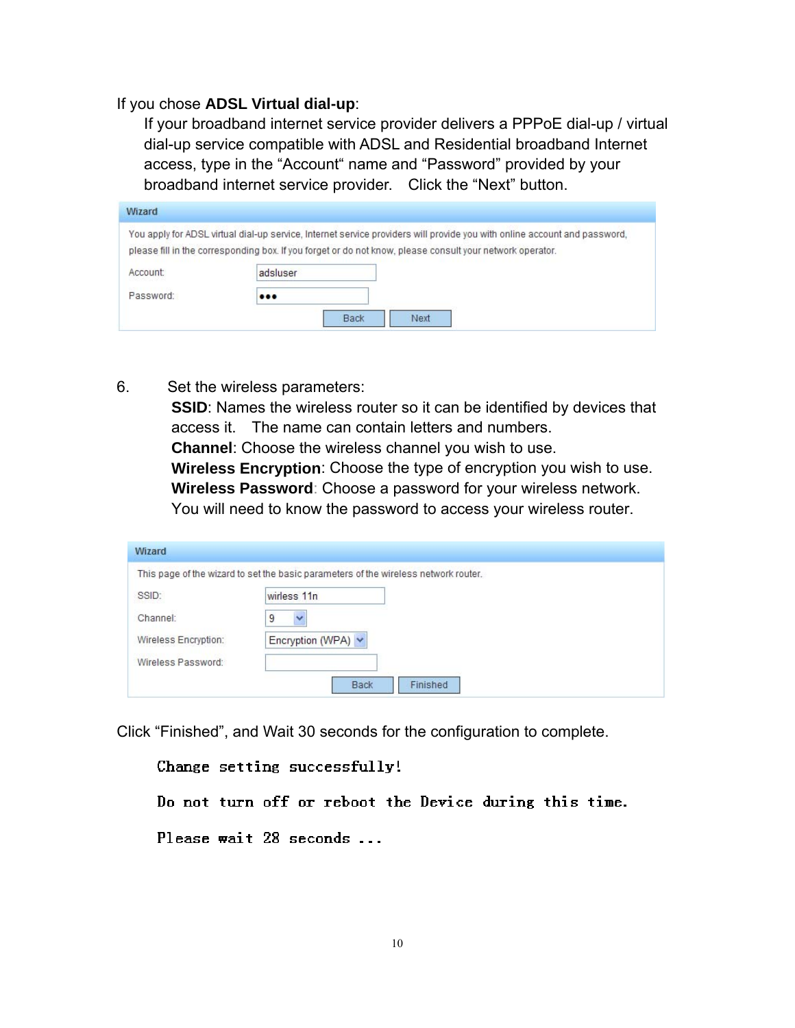If you chose **ADSL Virtual dial-up**:

If your broadband internet service provider delivers a PPPoE dial-up / virtual dial-up service compatible with ADSL and Residential broadband Internet access, type in the "Account" name and "Password" provided by your broadband internet service provider. Click the "Next" button.

**Wizard**

You apply for ADSL virtual dial-up service, Internet service providers will provide you with online account and password, please fill in the corresponding box. If you forget or do not know, please consult your network operator.

| | |
|---|---|
| Account: | adsluser |
| Password: | ••• |

Back | Next

6. Set the wireless parameters:

   **SSID**: Names the wireless router so it can be identified by devices that access it. The name can contain letters and numbers.

   **Channel**: Choose the wireless channel you wish to use.

   **Wireless Encryption**: Choose the type of encryption you wish to use.

   **Wireless Password**: Choose a password for your wireless network. You will need to know the password to access your wireless router.

**Wizard**

This page of the wizard to set the basic parameters of the wireless network router.

| | |
|---|---|
| SSID: | wirless 11n |
| Channel: | 9 |
| Wireless Encryption: | Encryption (WPA) |
| Wireless Password: | |

Back | Finished

Click "Finished", and Wait 30 seconds for the configuration to complete.

Change setting successfully!

Do not turn off or reboot the Device during this time.

Please wait 28 seconds ...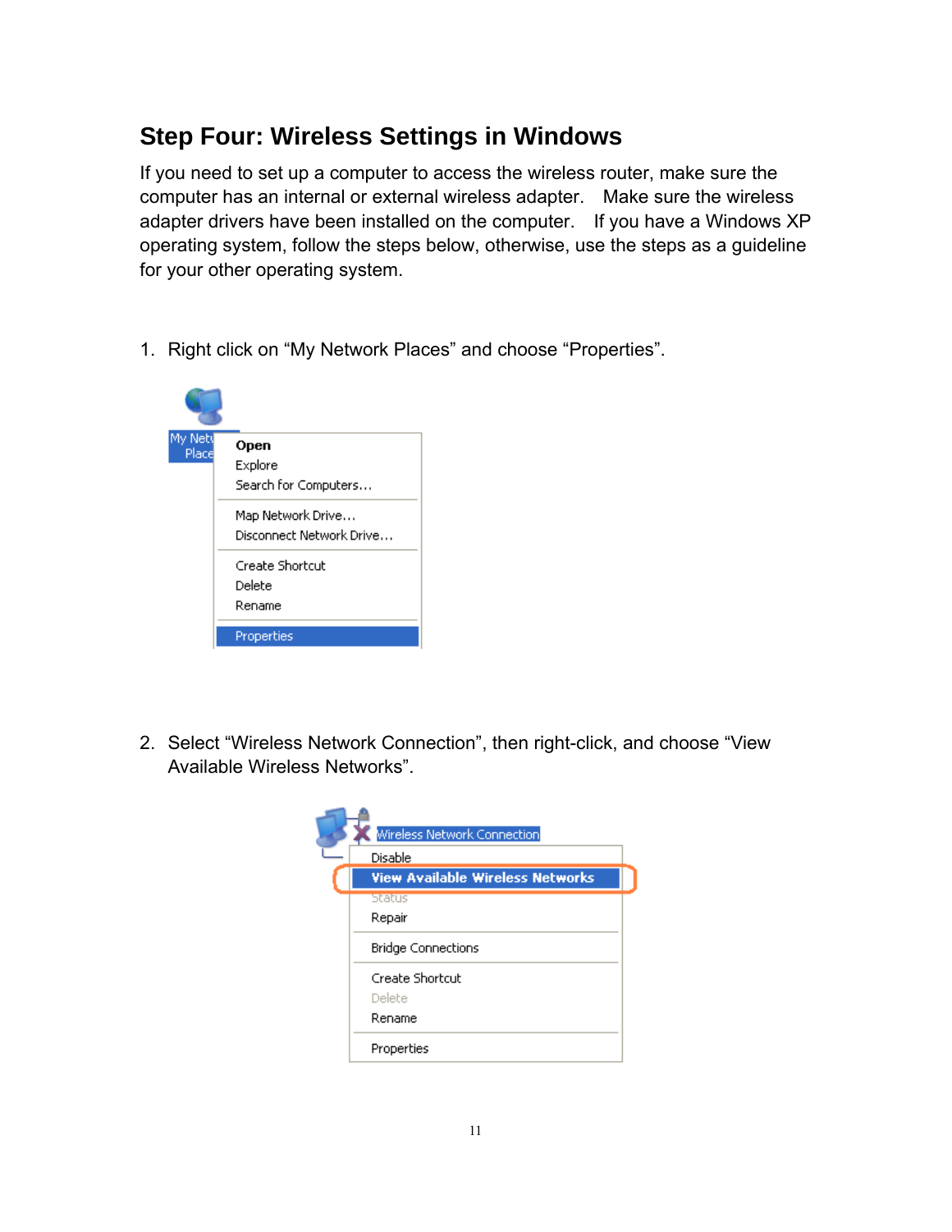## Step Four: Wireless Settings in Windows

If you need to set up a computer to access the wireless router, make sure the computer has an internal or external wireless adapter. Make sure the wireless adapter drivers have been installed on the computer. If you have a Windows XP operating system, follow the steps below, otherwise, use the steps as a guideline for your other operating system.

1. Right click on "My Network Places" and choose "Properties".

2. Select "Wireless Network Connection", then right-click, and choose "View Available Wireless Networks".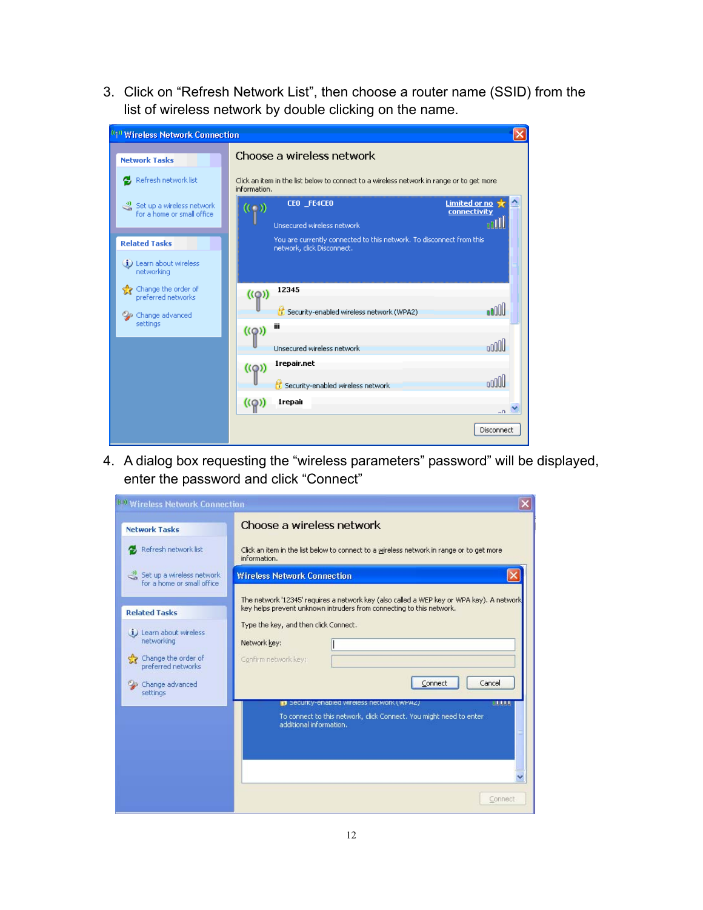3. Click on "Refresh Network List", then choose a router name (SSID) from the list of wireless network by double clicking on the name.

4. A dialog box requesting the "wireless parameters" password" will be displayed, enter the password and click "Connect"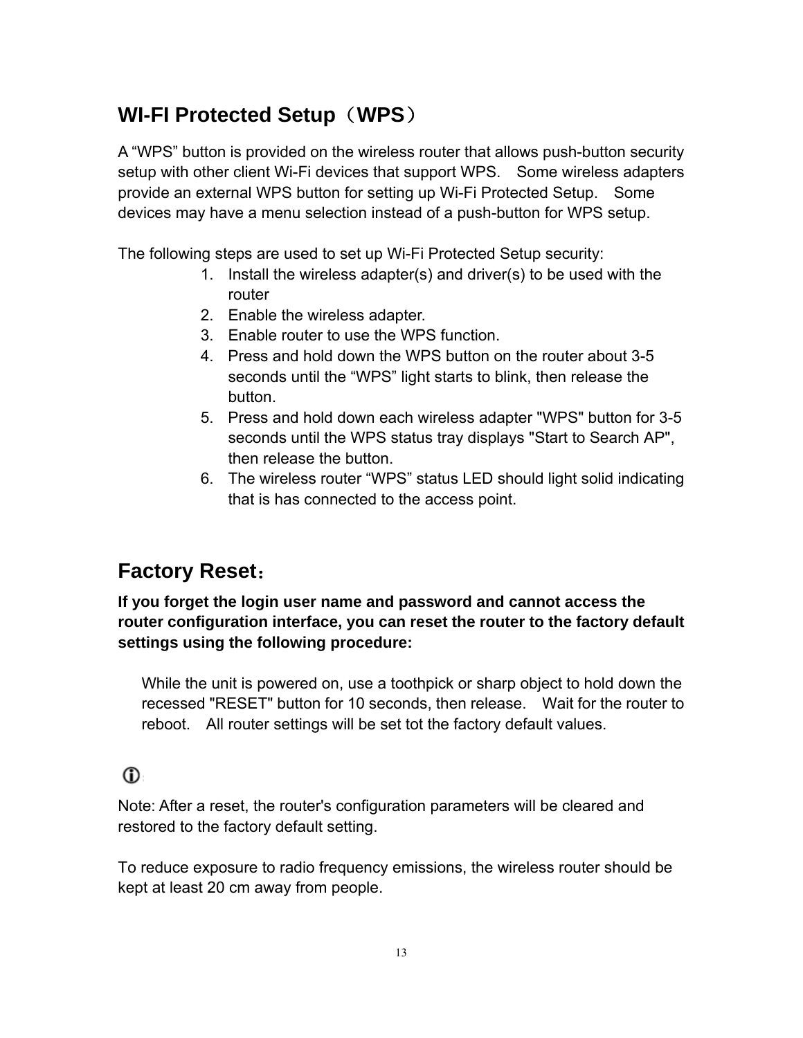## WI-FI Protected Setup（WPS）

A "WPS" button is provided on the wireless router that allows push-button security setup with other client Wi-Fi devices that support WPS. Some wireless adapters provide an external WPS button for setting up Wi-Fi Protected Setup. Some devices may have a menu selection instead of a push-button for WPS setup.

The following steps are used to set up Wi-Fi Protected Setup security:

1. Install the wireless adapter(s) and driver(s) to be used with the router
2. Enable the wireless adapter.
3. Enable router to use the WPS function.
4. Press and hold down the WPS button on the router about 3-5 seconds until the "WPS" light starts to blink, then release the button.
5. Press and hold down each wireless adapter "WPS" button for 3-5 seconds until the WPS status tray displays "Start to Search AP", then release the button.
6. The wireless router "WPS" status LED should light solid indicating that is has connected to the access point.

## Factory Reset：

**If you forget the login user name and password and cannot access the router configuration interface, you can reset the router to the factory default settings using the following procedure:**

While the unit is powered on, use a toothpick or sharp object to hold down the recessed "RESET" button for 10 seconds, then release. Wait for the router to reboot. All router settings will be set tot the factory default values.

Note: After a reset, the router's configuration parameters will be cleared and restored to the factory default setting.

To reduce exposure to radio frequency emissions, the wireless router should be kept at least 20 cm away from people.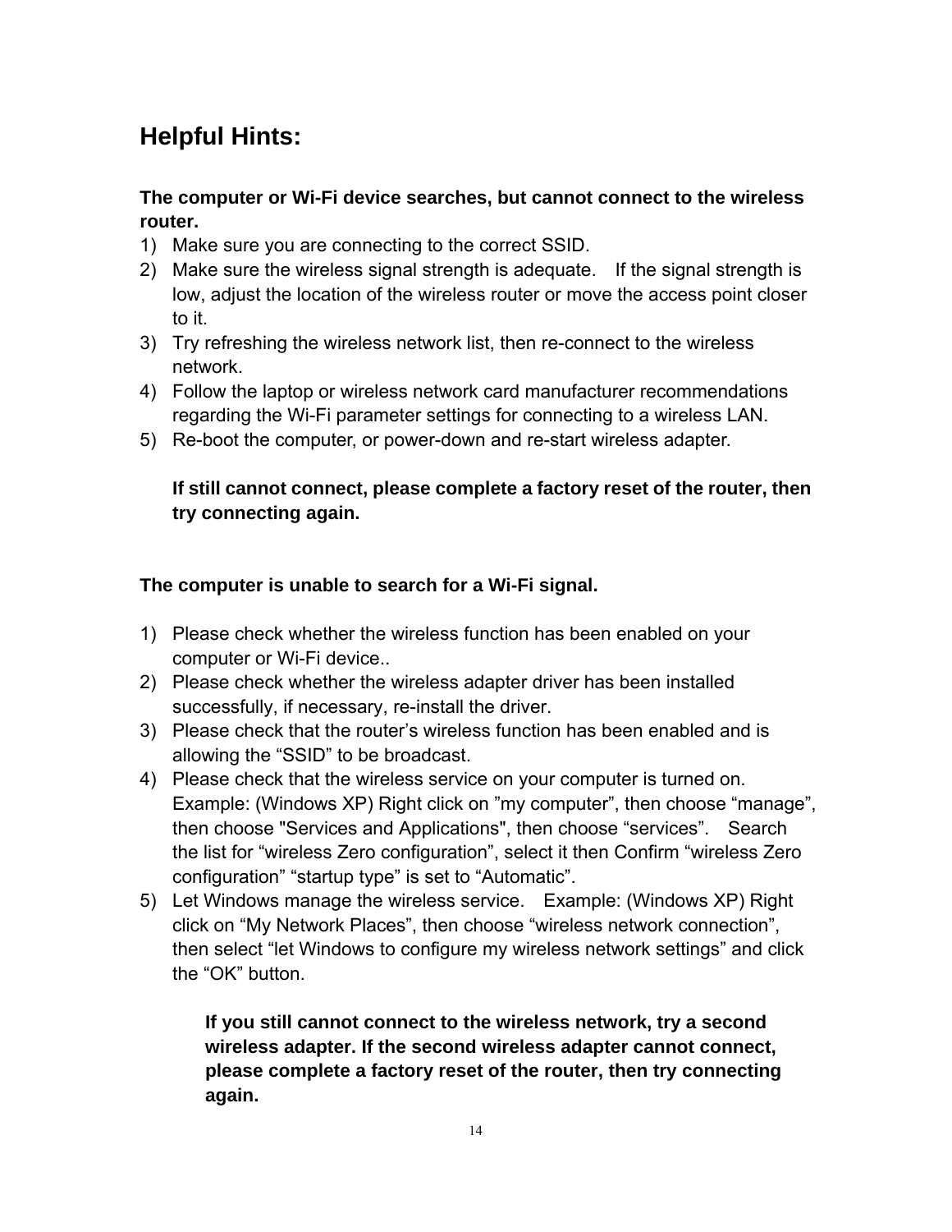## Helpful Hints:

**The computer or Wi-Fi device searches, but cannot connect to the wireless router.**

1) Make sure you are connecting to the correct SSID.
2) Make sure the wireless signal strength is adequate. If the signal strength is low, adjust the location of the wireless router or move the access point closer to it.
3) Try refreshing the wireless network list, then re-connect to the wireless network.
4) Follow the laptop or wireless network card manufacturer recommendations regarding the Wi-Fi parameter settings for connecting to a wireless LAN.
5) Re-boot the computer, or power-down and re-start wireless adapter.

**If still cannot connect, please complete a factory reset of the router, then try connecting again.**

**The computer is unable to search for a Wi-Fi signal.**

1) Please check whether the wireless function has been enabled on your computer or Wi-Fi device..
2) Please check whether the wireless adapter driver has been installed successfully, if necessary, re-install the driver.
3) Please check that the router's wireless function has been enabled and is allowing the "SSID" to be broadcast.
4) Please check that the wireless service on your computer is turned on. Example: (Windows XP) Right click on "my computer", then choose "manage", then choose "Services and Applications", then choose "services". Search the list for "wireless Zero configuration", select it then Confirm "wireless Zero configuration" "startup type" is set to "Automatic".
5) Let Windows manage the wireless service. Example: (Windows XP) Right click on "My Network Places", then choose "wireless network connection", then select "let Windows to configure my wireless network settings" and click the "OK" button.

**If you still cannot connect to the wireless network, try a second wireless adapter. If the second wireless adapter cannot connect, please complete a factory reset of the router, then try connecting again.**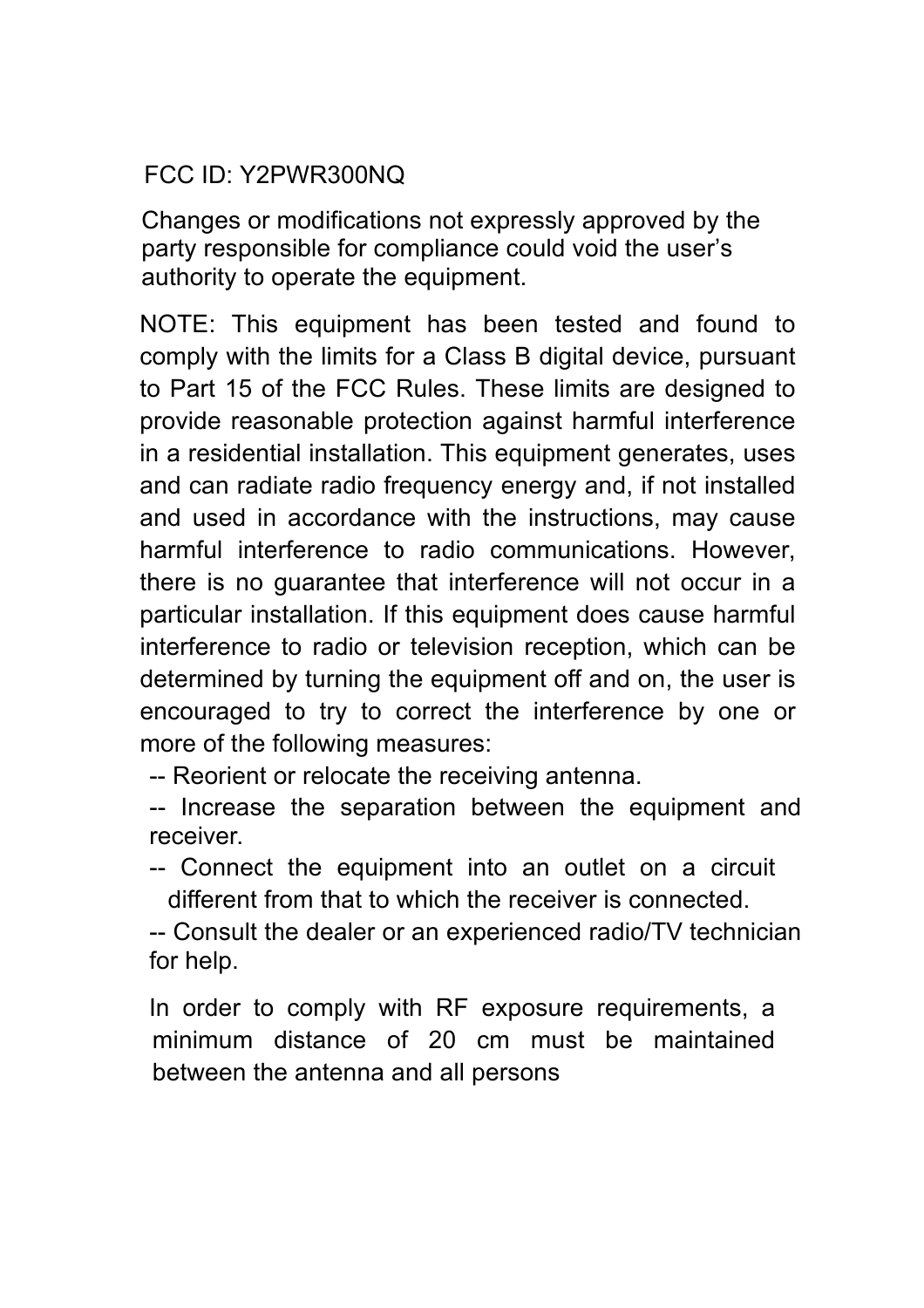FCC ID: Y2PWR300NQ

Changes or modifications not expressly approved by the party responsible for compliance could void the user's authority to operate the equipment.

NOTE: This equipment has been tested and found to comply with the limits for a Class B digital device, pursuant to Part 15 of the FCC Rules. These limits are designed to provide reasonable protection against harmful interference in a residential installation. This equipment generates, uses and can radiate radio frequency energy and, if not installed and used in accordance with the instructions, may cause harmful interference to radio communications. However, there is no guarantee that interference will not occur in a particular installation. If this equipment does cause harmful interference to radio or television reception, which can be determined by turning the equipment off and on, the user is encouraged to try to correct the interference by one or more of the following measures:

-- Reorient or relocate the receiving antenna.

-- Increase the separation between the equipment and receiver.

-- Connect the equipment into an outlet on a circuit different from that to which the receiver is connected.

-- Consult the dealer or an experienced radio/TV technician for help.

In order to comply with RF exposure requirements, a minimum distance of 20 cm must be maintained between the antenna and all persons